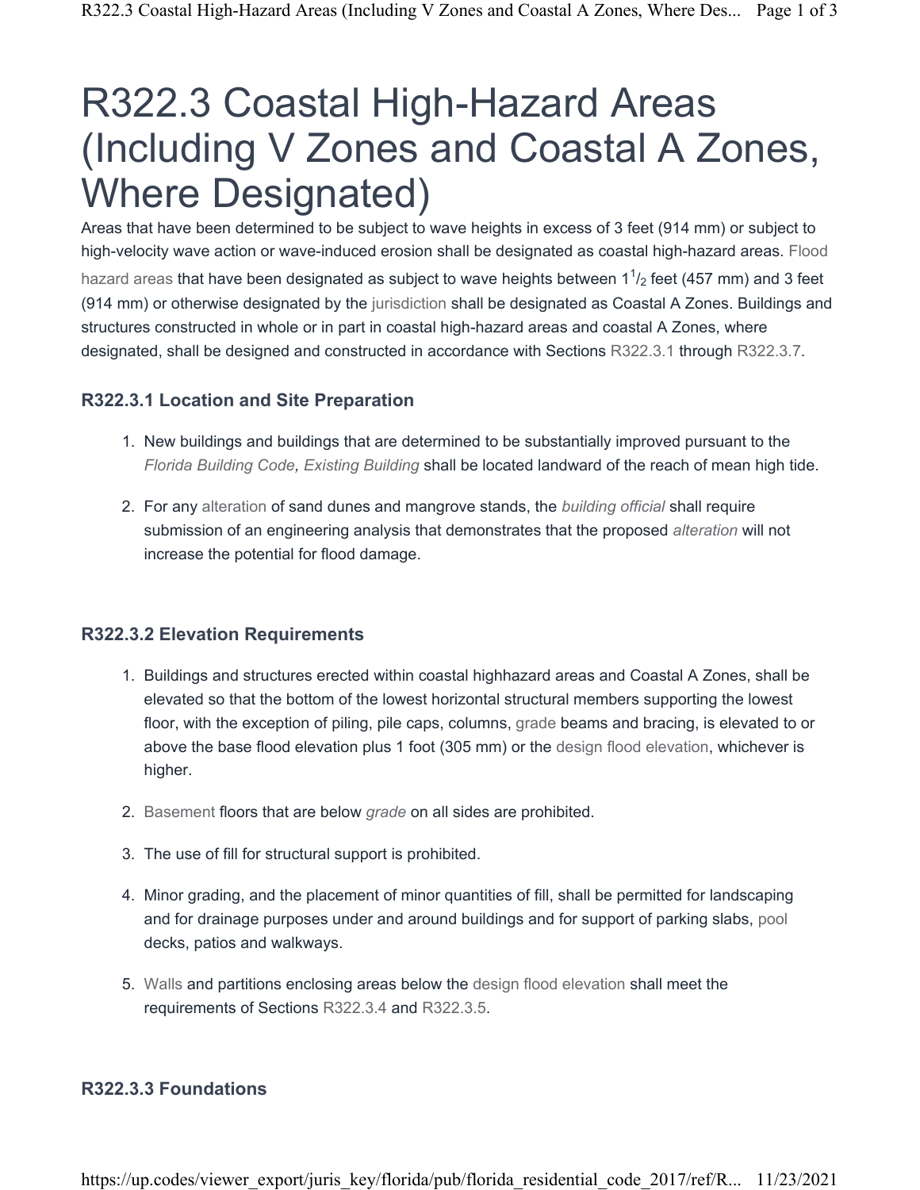# R322.3 Coastal High-Hazard Areas (Including V Zones and Coastal A Zones, Where Designated)

Areas that have been determined to be subject to wave heights in excess of 3 feet (914 mm) or subject to high-velocity wave action or wave-induced erosion shall be designated as coastal high-hazard areas. Flood hazard areas that have been designated as subject to wave heights between $1^1/_2$ feet (457 mm) and 3 feet (914 mm) or otherwise designated by the jurisdiction shall be designated as Coastal A Zones. Buildings and structures constructed in whole or in part in coastal high-hazard areas and coastal A Zones, where designated, shall be designed and constructed in accordance with Sections R322.3.1 through R322.3.7.

### R322.3.1 Location and Site Preparation

1. New buildings and buildings that are determined to be substantially improved pursuant to the *Florida Building Code, Existing Building* shall be located landward of the reach of mean high tide.

2. For any alteration of sand dunes and mangrove stands, the *building official* shall require submission of an engineering analysis that demonstrates that the proposed *alteration* will not increase the potential for flood damage.

### R322.3.2 Elevation Requirements

1. Buildings and structures erected within coastal highhazard areas and Coastal A Zones, shall be elevated so that the bottom of the lowest horizontal structural members supporting the lowest floor, with the exception of piling, pile caps, columns, grade beams and bracing, is elevated to or above the base flood elevation plus 1 foot (305 mm) or the design flood elevation, whichever is higher.

2. Basement floors that are below *grade* on all sides are prohibited.

3. The use of fill for structural support is prohibited.

4. Minor grading, and the placement of minor quantities of fill, shall be permitted for landscaping and for drainage purposes under and around buildings and for support of parking slabs, pool decks, patios and walkways.

5. Walls and partitions enclosing areas below the design flood elevation shall meet the requirements of Sections R322.3.4 and R322.3.5.

### R322.3.3 Foundations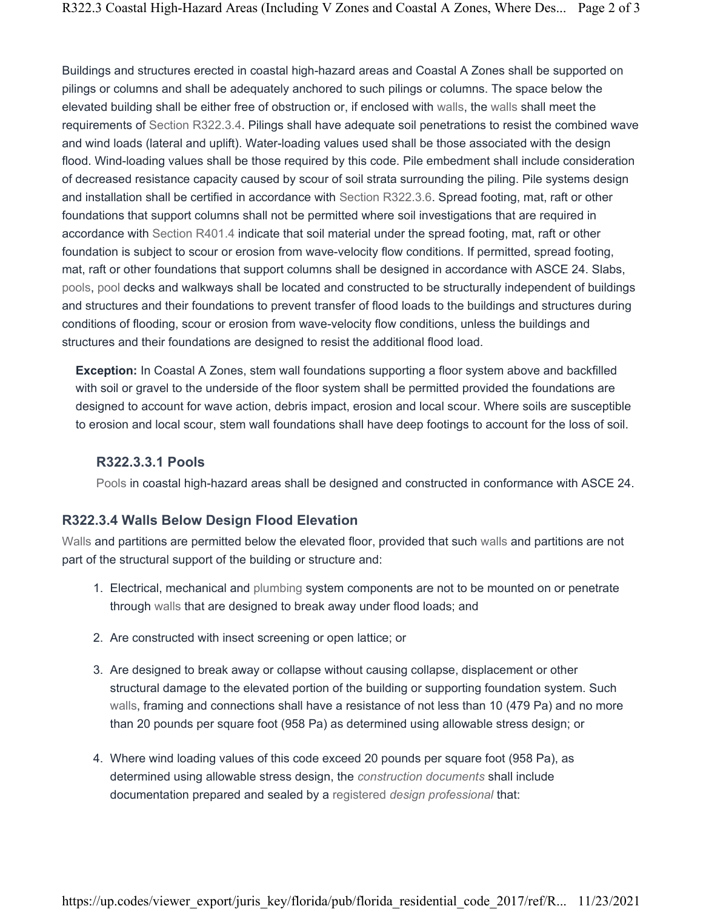Buildings and structures erected in coastal high-hazard areas and Coastal A Zones shall be supported on pilings or columns and shall be adequately anchored to such pilings or columns. The space below the elevated building shall be either free of obstruction or, if enclosed with walls, the walls shall meet the requirements of Section R322.3.4. Pilings shall have adequate soil penetrations to resist the combined wave and wind loads (lateral and uplift). Water-loading values used shall be those associated with the design flood. Wind-loading values shall be those required by this code. Pile embedment shall include consideration of decreased resistance capacity caused by scour of soil strata surrounding the piling. Pile systems design and installation shall be certified in accordance with Section R322.3.6. Spread footing, mat, raft or other foundations that support columns shall not be permitted where soil investigations that are required in accordance with Section R401.4 indicate that soil material under the spread footing, mat, raft or other foundation is subject to scour or erosion from wave-velocity flow conditions. If permitted, spread footing, mat, raft or other foundations that support columns shall be designed in accordance with ASCE 24. Slabs, pools, pool decks and walkways shall be located and constructed to be structurally independent of buildings and structures and their foundations to prevent transfer of flood loads to the buildings and structures during conditions of flooding, scour or erosion from wave-velocity flow conditions, unless the buildings and structures and their foundations are designed to resist the additional flood load.

**Exception:** In Coastal A Zones, stem wall foundations supporting a floor system above and backfilled with soil or gravel to the underside of the floor system shall be permitted provided the foundations are designed to account for wave action, debris impact, erosion and local scour. Where soils are susceptible to erosion and local scour, stem wall foundations shall have deep footings to account for the loss of soil.

### R322.3.3.1 Pools

Pools in coastal high-hazard areas shall be designed and constructed in conformance with ASCE 24.

## R322.3.4 Walls Below Design Flood Elevation

Walls and partitions are permitted below the elevated floor, provided that such walls and partitions are not part of the structural support of the building or structure and:

1. Electrical, mechanical and plumbing system components are not to be mounted on or penetrate through walls that are designed to break away under flood loads; and
2. Are constructed with insect screening or open lattice; or
3. Are designed to break away or collapse without causing collapse, displacement or other structural damage to the elevated portion of the building or supporting foundation system. Such walls, framing and connections shall have a resistance of not less than 10 (479 Pa) and no more than 20 pounds per square foot (958 Pa) as determined using allowable stress design; or
4. Where wind loading values of this code exceed 20 pounds per square foot (958 Pa), as determined using allowable stress design, the *construction documents* shall include documentation prepared and sealed by a registered *design professional* that: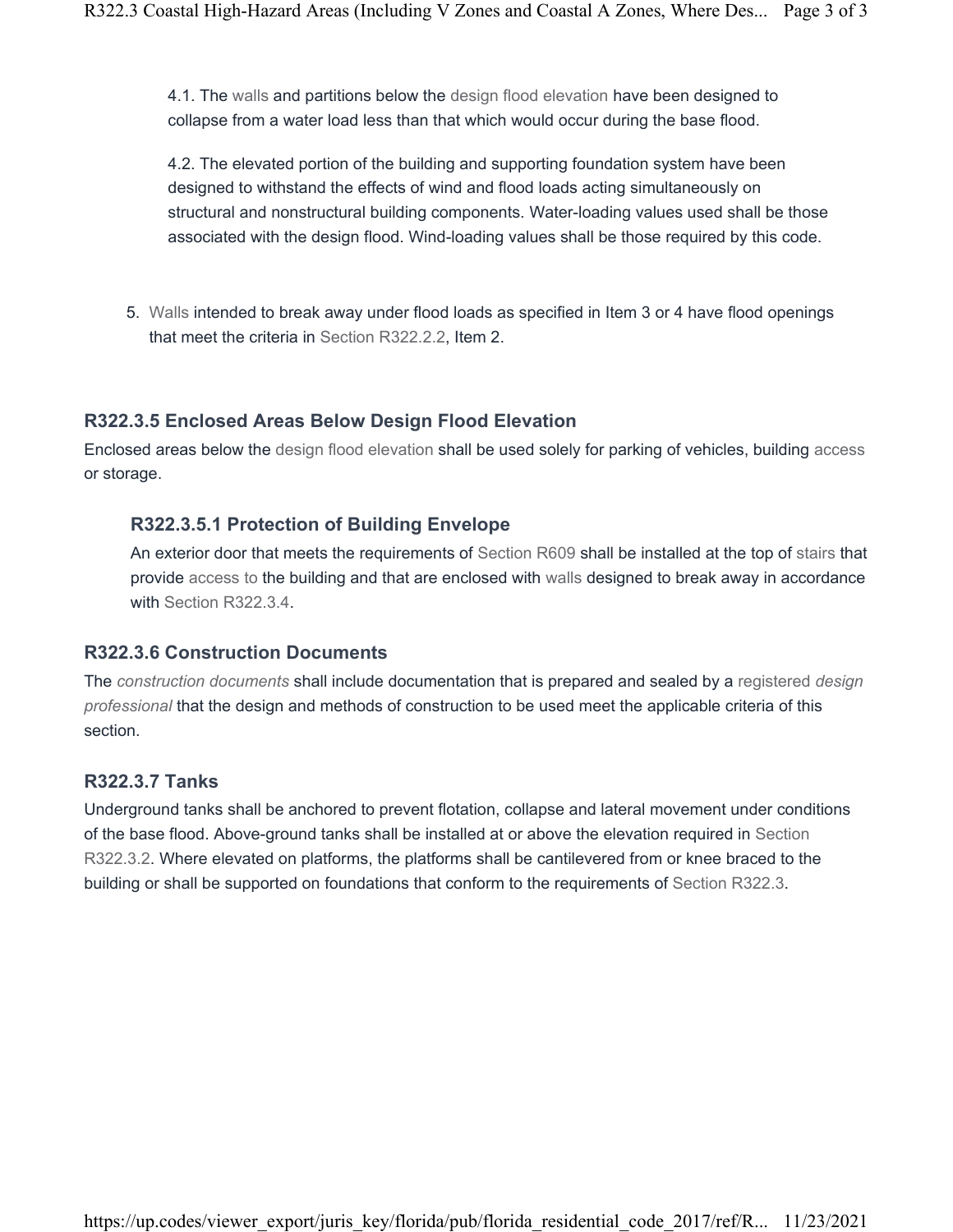4.1. The walls and partitions below the design flood elevation have been designed to collapse from a water load less than that which would occur during the base flood.

4.2. The elevated portion of the building and supporting foundation system have been designed to withstand the effects of wind and flood loads acting simultaneously on structural and nonstructural building components. Water-loading values used shall be those associated with the design flood. Wind-loading values shall be those required by this code.

5. Walls intended to break away under flood loads as specified in Item 3 or 4 have flood openings that meet the criteria in Section R322.2.2, Item 2.

### R322.3.5 Enclosed Areas Below Design Flood Elevation

Enclosed areas below the design flood elevation shall be used solely for parking of vehicles, building access or storage.

#### R322.3.5.1 Protection of Building Envelope

An exterior door that meets the requirements of Section R609 shall be installed at the top of stairs that provide access to the building and that are enclosed with walls designed to break away in accordance with Section R322.3.4.

### R322.3.6 Construction Documents

The *construction documents* shall include documentation that is prepared and sealed by a registered *design professional* that the design and methods of construction to be used meet the applicable criteria of this section.

### R322.3.7 Tanks

Underground tanks shall be anchored to prevent flotation, collapse and lateral movement under conditions of the base flood. Above-ground tanks shall be installed at or above the elevation required in Section R322.3.2. Where elevated on platforms, the platforms shall be cantilevered from or knee braced to the building or shall be supported on foundations that conform to the requirements of Section R322.3.